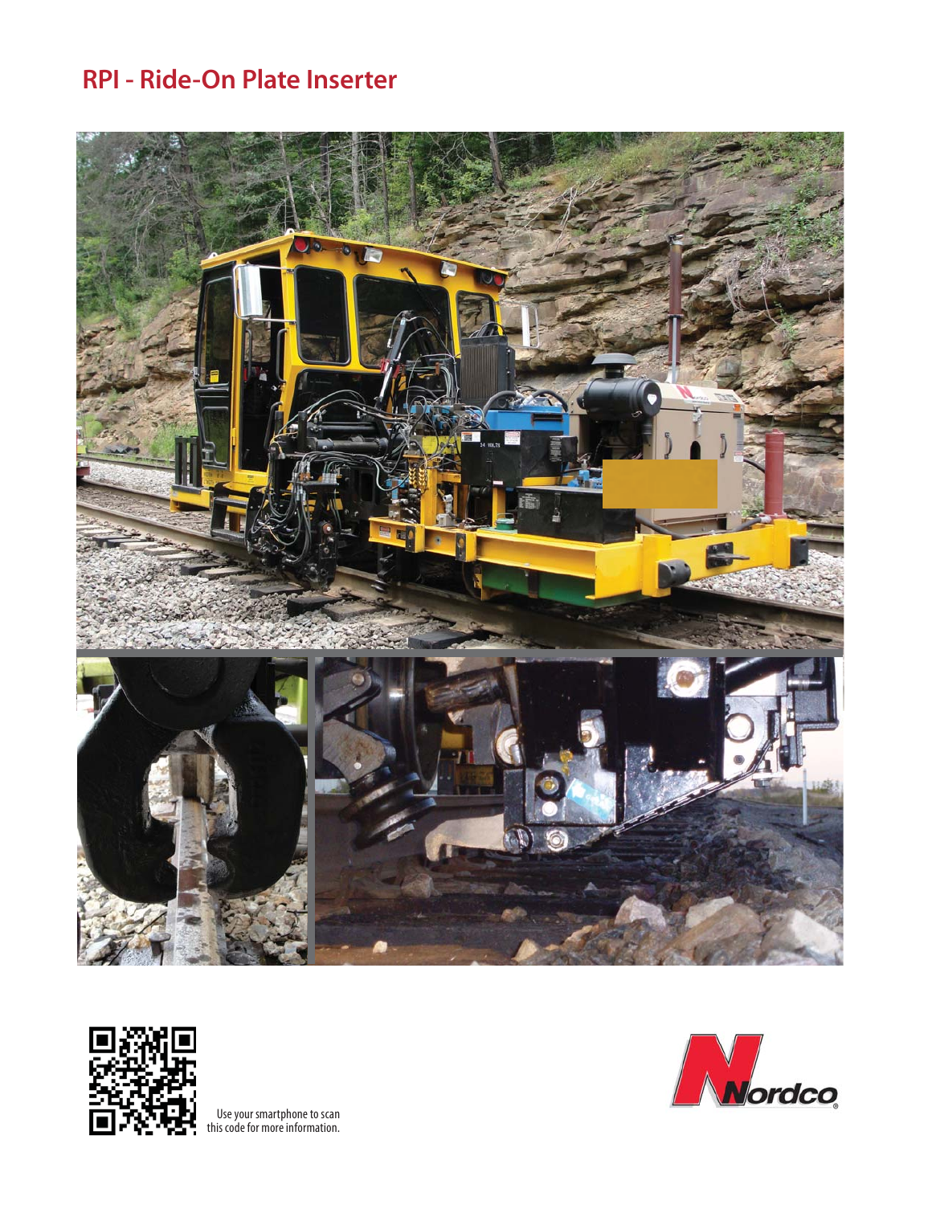# RPI - Ride-On Plate Inserter

Use your smartphone to scan this code for more information.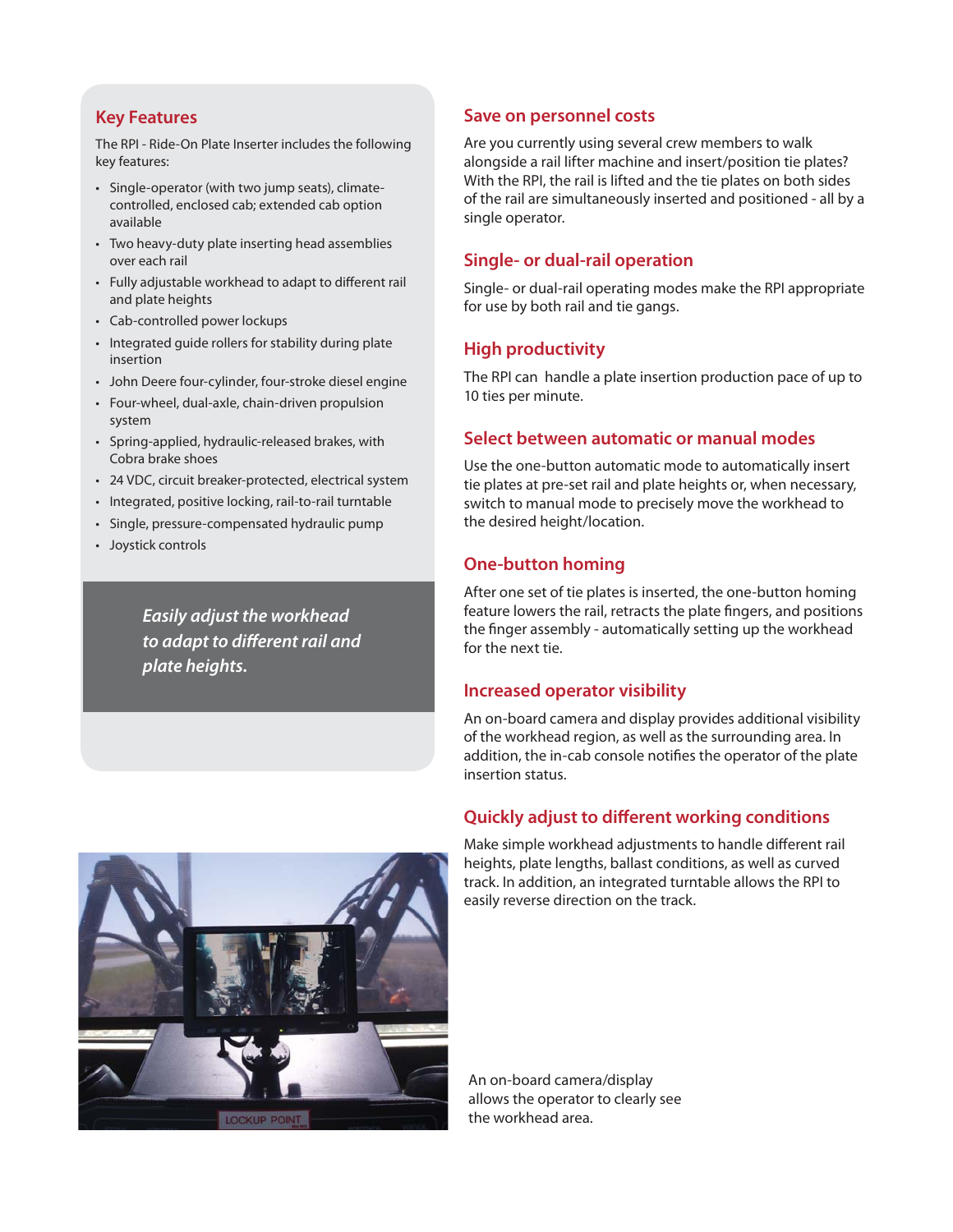## Key Features

The RPI - Ride-On Plate Inserter includes the following key features:

- Single-operator (with two jump seats), climate-controlled, enclosed cab; extended cab option available
- Two heavy-duty plate inserting head assemblies over each rail
- Fully adjustable workhead to adapt to different rail and plate heights
- Cab-controlled power lockups
- Integrated guide rollers for stability during plate insertion
- John Deere four-cylinder, four-stroke diesel engine
- Four-wheel, dual-axle, chain-driven propulsion system
- Spring-applied, hydraulic-released brakes, with Cobra brake shoes
- 24 VDC, circuit breaker-protected, electrical system
- Integrated, positive locking, rail-to-rail turntable
- Single, pressure-compensated hydraulic pump
- Joystick controls

*Easily adjust the workhead to adapt to different rail and plate heights.*

## Save on personnel costs

Are you currently using several crew members to walk alongside a rail lifter machine and insert/position tie plates? With the RPI, the rail is lifted and the tie plates on both sides of the rail are simultaneously inserted and positioned - all by a single operator.

## Single- or dual-rail operation

Single- or dual-rail operating modes make the RPI appropriate for use by both rail and tie gangs.

## High productivity

The RPI can handle a plate insertion production pace of up to 10 ties per minute.

## Select between automatic or manual modes

Use the one-button automatic mode to automatically insert tie plates at pre-set rail and plate heights or, when necessary, switch to manual mode to precisely move the workhead to the desired height/location.

## One-button homing

After one set of tie plates is inserted, the one-button homing feature lowers the rail, retracts the plate fingers, and positions the finger assembly - automatically setting up the workhead for the next tie.

## Increased operator visibility

An on-board camera and display provides additional visibility of the workhead region, as well as the surrounding area. In addition, the in-cab console notifies the operator of the plate insertion status.

## Quickly adjust to different working conditions

Make simple workhead adjustments to handle different rail heights, plate lengths, ballast conditions, as well as curved track. In addition, an integrated turntable allows the RPI to easily reverse direction on the track.

An on-board camera/display allows the operator to clearly see the workhead area.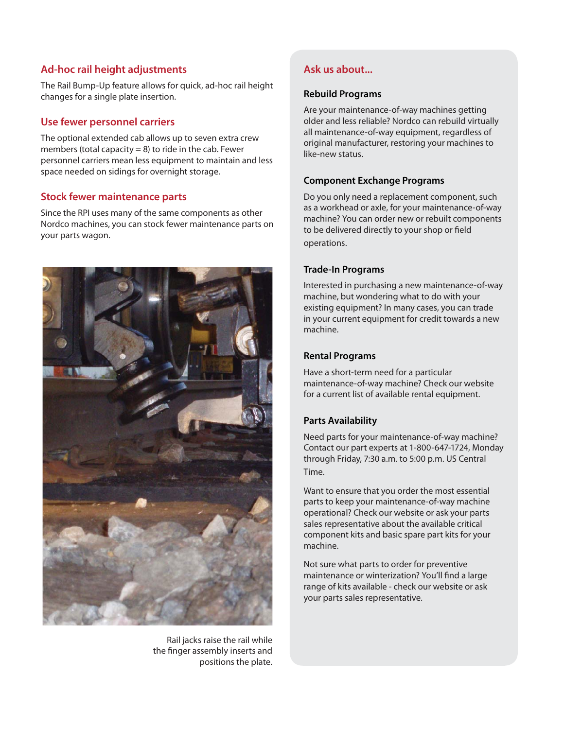## Ad-hoc rail height adjustments

The Rail Bump-Up feature allows for quick, ad-hoc rail height changes for a single plate insertion.

## Use fewer personnel carriers

The optional extended cab allows up to seven extra crew members (total capacity = 8) to ride in the cab. Fewer personnel carriers mean less equipment to maintain and less space needed on sidings for overnight storage.

## Stock fewer maintenance parts

Since the RPI uses many of the same components as other Nordco machines, you can stock fewer maintenance parts on your parts wagon.

Rail jacks raise the rail while the finger assembly inserts and positions the plate.

## Ask us about...

### Rebuild Programs

Are your maintenance-of-way machines getting older and less reliable? Nordco can rebuild virtually all maintenance-of-way equipment, regardless of original manufacturer, restoring your machines to like-new status.

### Component Exchange Programs

Do you only need a replacement component, such as a workhead or axle, for your maintenance-of-way machine? You can order new or rebuilt components to be delivered directly to your shop or field operations.

### Trade-In Programs

Interested in purchasing a new maintenance-of-way machine, but wondering what to do with your existing equipment? In many cases, you can trade in your current equipment for credit towards a new machine.

### Rental Programs

Have a short-term need for a particular maintenance-of-way machine? Check our website for a current list of available rental equipment.

### Parts Availability

Need parts for your maintenance-of-way machine? Contact our part experts at 1-800-647-1724, Monday through Friday, 7:30 a.m. to 5:00 p.m. US Central Time.

Want to ensure that you order the most essential parts to keep your maintenance-of-way machine operational? Check our website or ask your parts sales representative about the available critical component kits and basic spare part kits for your machine.

Not sure what parts to order for preventive maintenance or winterization? You'll find a large range of kits available - check our website or ask your parts sales representative.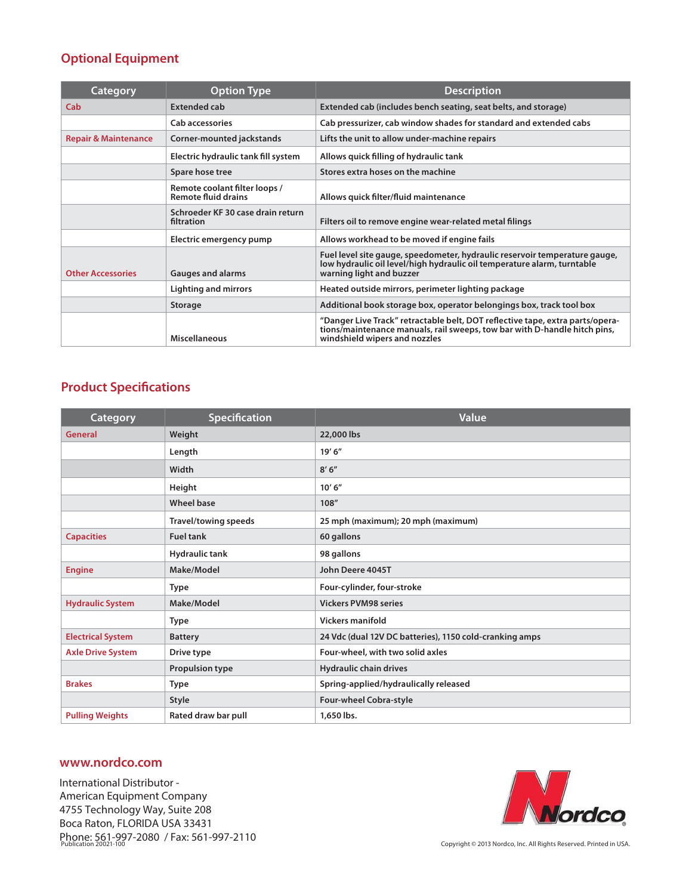## Optional Equipment

| Category | Option Type | Description |
|---|---|---|
| Cab | Extended cab | Extended cab (includes bench seating, seat belts, and storage) |
| | Cab accessories | Cab pressurizer, cab window shades for standard and extended cabs |
| Repair & Maintenance | Corner-mounted jackstands | Lifts the unit to allow under-machine repairs |
| | Electric hydraulic tank fill system | Allows quick filling of hydraulic tank |
| | Spare hose tree | Stores extra hoses on the machine |
| | Remote coolant filter loops / Remote fluid drains | Allows quick filter/fluid maintenance |
| | Schroeder KF 30 case drain return filtration | Filters oil to remove engine wear-related metal filings |
| | Electric emergency pump | Allows workhead to be moved if engine fails |
| Other Accessories | Gauges and alarms | Fuel level site gauge, speedometer, hydraulic reservoir temperature gauge, low hydraulic oil level/high hydraulic oil temperature alarm, turntable warning light and buzzer |
| | Lighting and mirrors | Heated outside mirrors, perimeter lighting package |
| | Storage | Additional book storage box, operator belongings box, track tool box |
| | Miscellaneous | "Danger Live Track" retractable belt, DOT reflective tape, extra parts/operations/maintenance manuals, rail sweeps, tow bar with D-handle hitch pins, windshield wipers and nozzles |

## Product Specifications

| Category | Specification | Value |
|---|---|---|
| General | Weight | 22,000 lbs |
| | Length | 19′ 6″ |
| | Width | 8′ 6″ |
| | Height | 10′ 6″ |
| | Wheel base | 108″ |
| | Travel/towing speeds | 25 mph (maximum); 20 mph (maximum) |
| Capacities | Fuel tank | 60 gallons |
| | Hydraulic tank | 98 gallons |
| Engine | Make/Model | John Deere 4045T |
| | Type | Four-cylinder, four-stroke |
| Hydraulic System | Make/Model | Vickers PVM98 series |
| | Type | Vickers manifold |
| Electrical System | Battery | 24 Vdc (dual 12V DC batteries), 1150 cold-cranking amps |
| Axle Drive System | Drive type | Four-wheel, with two solid axles |
| | Propulsion type | Hydraulic chain drives |
| Brakes | Type | Spring-applied/hydraulically released |
| | Style | Four-wheel Cobra-style |
| Pulling Weights | Rated draw bar pull | 1,650 lbs. |

**www.nordco.com**

International Distributor -
American Equipment Company
4755 Technology Way, Suite 208
Boca Raton, FLORIDA USA 33431
Phone: 561-997-2080 / Fax: 561-997-2110

Nordco®

Publication 20021-100

Copyright © 2013 Nordco, Inc. All Rights Reserved. Printed in USA.